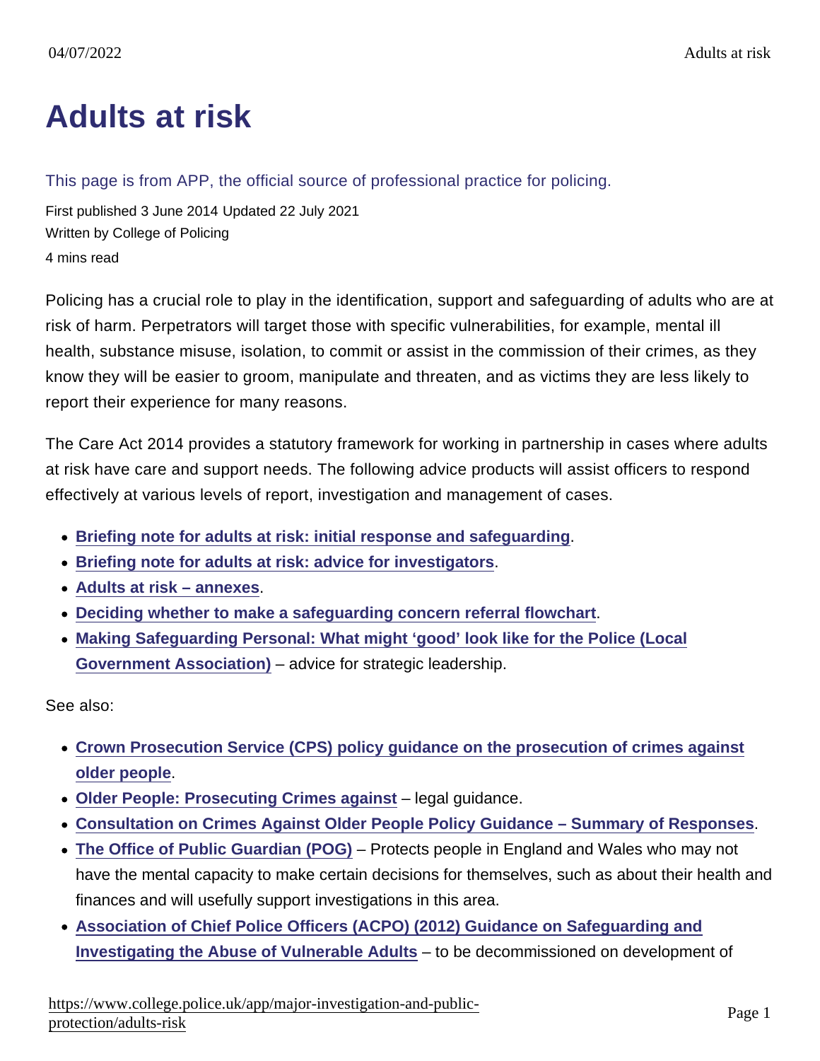# Adults at risk

This page is from APP, the official source of professional practice for policing.

First published 3 June 2014 Updated 22 July 2021
Written by College of Policing
4 mins read

Policing has a crucial role to play in the identification, support and safeguarding of adults who are at risk of harm. Perpetrators will target those with specific vulnerabilities, for example, mental ill health, substance misuse, isolation, to commit or assist in the commission of their crimes, as they know they will be easier to groom, manipulate and threaten, and as victims they are less likely to report their experience for many reasons.

The Care Act 2014 provides a statutory framework for working in partnership in cases where adults at risk have care and support needs. The following advice products will assist officers to respond effectively at various levels of report, investigation and management of cases.

- **Briefing note for adults at risk: initial response and safeguarding**.
- **Briefing note for adults at risk: advice for investigators**.
- **Adults at risk – annexes**.
- **Deciding whether to make a safeguarding concern referral flowchart**.
- **Making Safeguarding Personal: What might 'good' look like for the Police (Local Government Association)** – advice for strategic leadership.

See also:

- **Crown Prosecution Service (CPS) policy guidance on the prosecution of crimes against older people**.
- **Older People: Prosecuting Crimes against** – legal guidance.
- **Consultation on Crimes Against Older People Policy Guidance – Summary of Responses**.
- **The Office of Public Guardian (POG)** – Protects people in England and Wales who may not have the mental capacity to make certain decisions for themselves, such as about their health and finances and will usefully support investigations in this area.
- **Association of Chief Police Officers (ACPO) (2012) Guidance on Safeguarding and Investigating the Abuse of Vulnerable Adults** – to be decommissioned on development of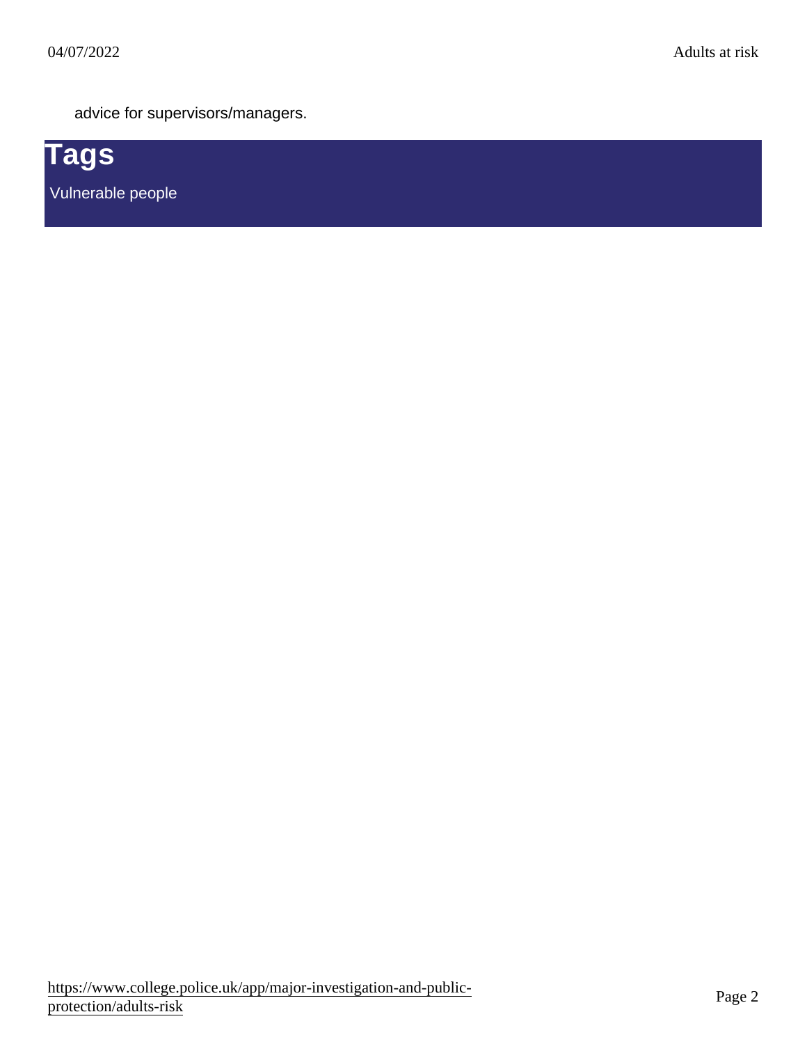advice for supervisors/managers.

# Tags

Vulnerable people